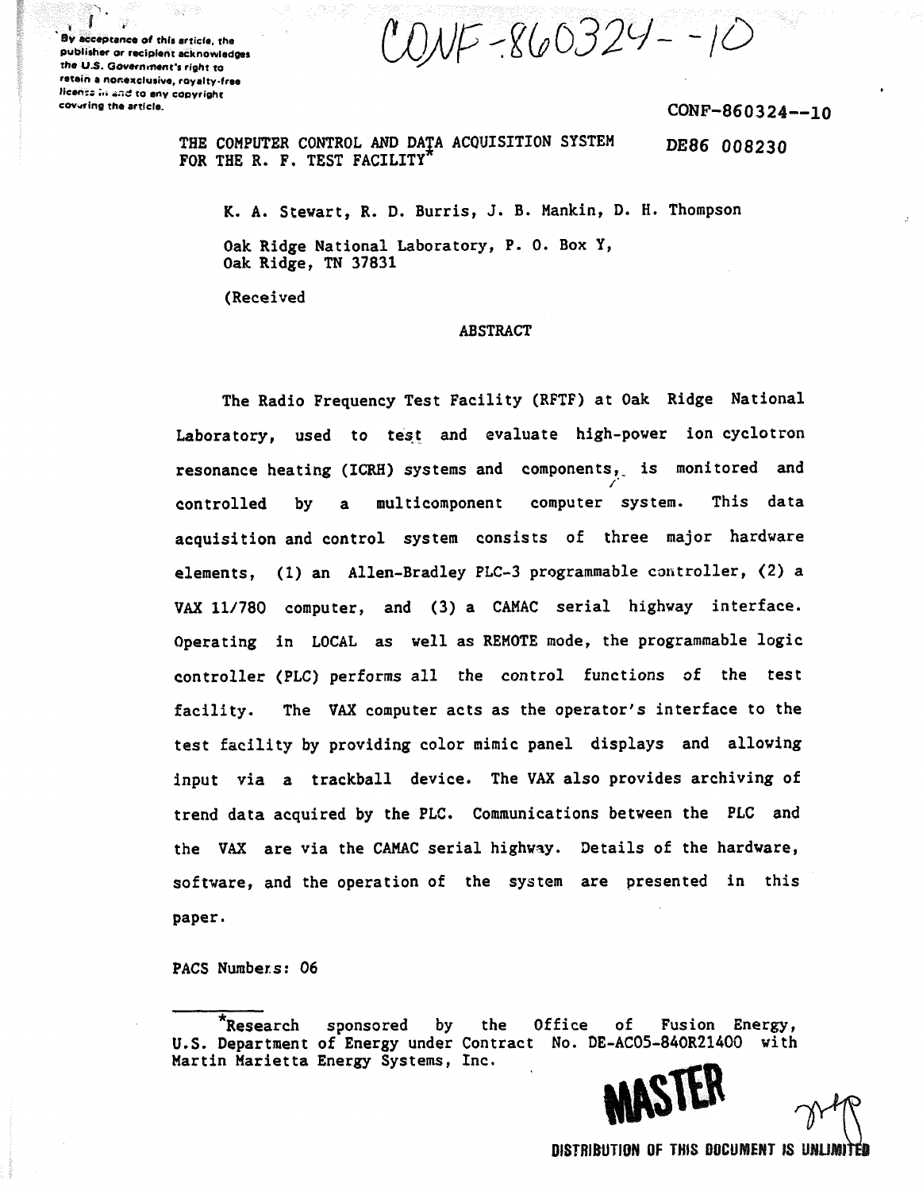By acceptance of this article, the publisher or recipient acknowledges the U.S. Government's right to retain a nonexclusive, royalty-free license in and to any copyright covering the article.

CONF-860324--10

CONF-860324--10

DE86 008230

# THE COMPUTER CONTROL AND DATA ACQUISITION SYSTEM FOR THE R. F. TEST FACILITY*

K. A. Stewart, R. D. Burris, J. B. Mankin, D. H. Thompson

Oak Ridge National Laboratory, P. O. Box Y, Oak Ridge, TN 37831

(Received

## ABSTRACT

The Radio Frequency Test Facility (RFTF) at Oak Ridge National Laboratory, used to test and evaluate high-power ion cyclotron resonance heating (ICRH) systems and components, is monitored and controlled by a multicomponent computer system. This data acquisition and control system consists of three major hardware elements, (1) an Allen-Bradley PLC-3 programmable controller, (2) a VAX 11/780 computer, and (3) a CAMAC serial highway interface. Operating in LOCAL as well as REMOTE mode, the programmable logic controller (PLC) performs all the control functions of the test facility. The VAX computer acts as the operator's interface to the test facility by providing color mimic panel displays and allowing input via a trackball device. The VAX also provides archiving of trend data acquired by the PLC. Communications between the PLC and the VAX are via the CAMAC serial highway. Details of the hardware, software, and the operation of the system are presented in this paper.

PACS Numbers: 06

*Research sponsored by the Office of Fusion Energy, U.S. Department of Energy under Contract No. DE-AC05-84OR21400 with Martin Marietta Energy Systems, Inc.

MASTER

DISTRIBUTION OF THIS DOCUMENT IS UNLIMITED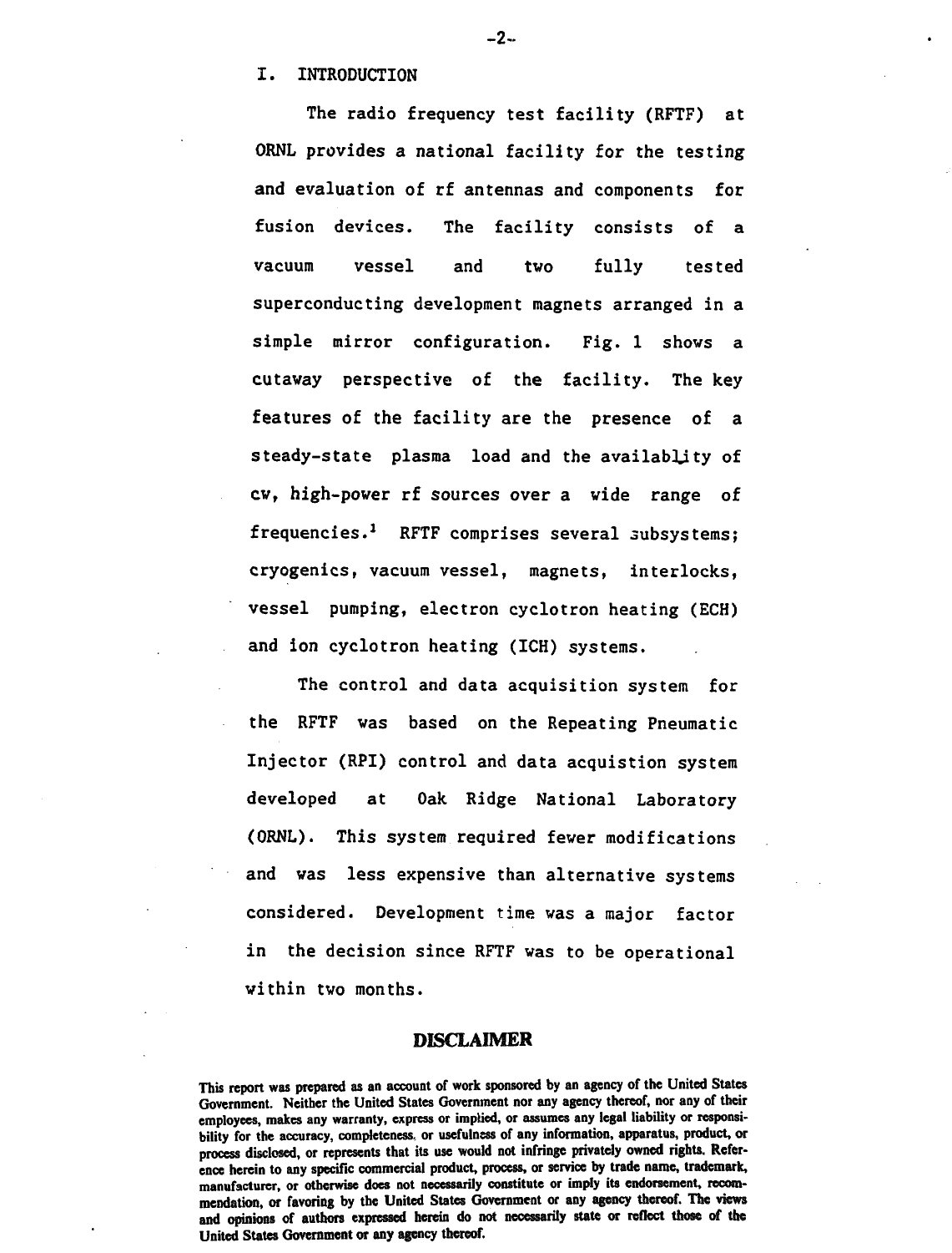## I. INTRODUCTION

The radio frequency test facility (RFTF) at ORNL provides a national facility for the testing and evaluation of rf antennas and components for fusion devices. The facility consists of a vacuum vessel and two fully tested superconducting development magnets arranged in a simple mirror configuration. Fig. 1 shows a cutaway perspective of the facility. The key features of the facility are the presence of a steady-state plasma load and the availablity of cw, high-power rf sources over a wide range of frequencies.[1] RFTF comprises several subsystems; cryogenics, vacuum vessel, magnets, interlocks, vessel pumping, electron cyclotron heating (ECH) and ion cyclotron heating (ICH) systems.

The control and data acquisition system for the RFTF was based on the Repeating Pneumatic Injector (RPI) control and data acquistion system developed at Oak Ridge National Laboratory (ORNL). This system required fewer modifications and was less expensive than alternative systems considered. Development time was a major factor in the decision since RFTF was to be operational within two months.

## DISCLAIMER

**This report was prepared as an account of work sponsored by an agency of the United States Government. Neither the United States Government nor any agency thereof, nor any of their employees, makes any warranty, express or implied, or assumes any legal liability or responsibility for the accuracy, completeness, or usefulness of any information, apparatus, product, or process disclosed, or represents that its use would not infringe privately owned rights. Reference herein to any specific commercial product, process, or service by trade name, trademark, manufacturer, or otherwise does not necessarily constitute or imply its endorsement, recommendation, or favoring by the United States Government or any agency thereof. The views and opinions of authors expressed herein do not necessarily state or reflect those of the United States Government or any agency thereof.**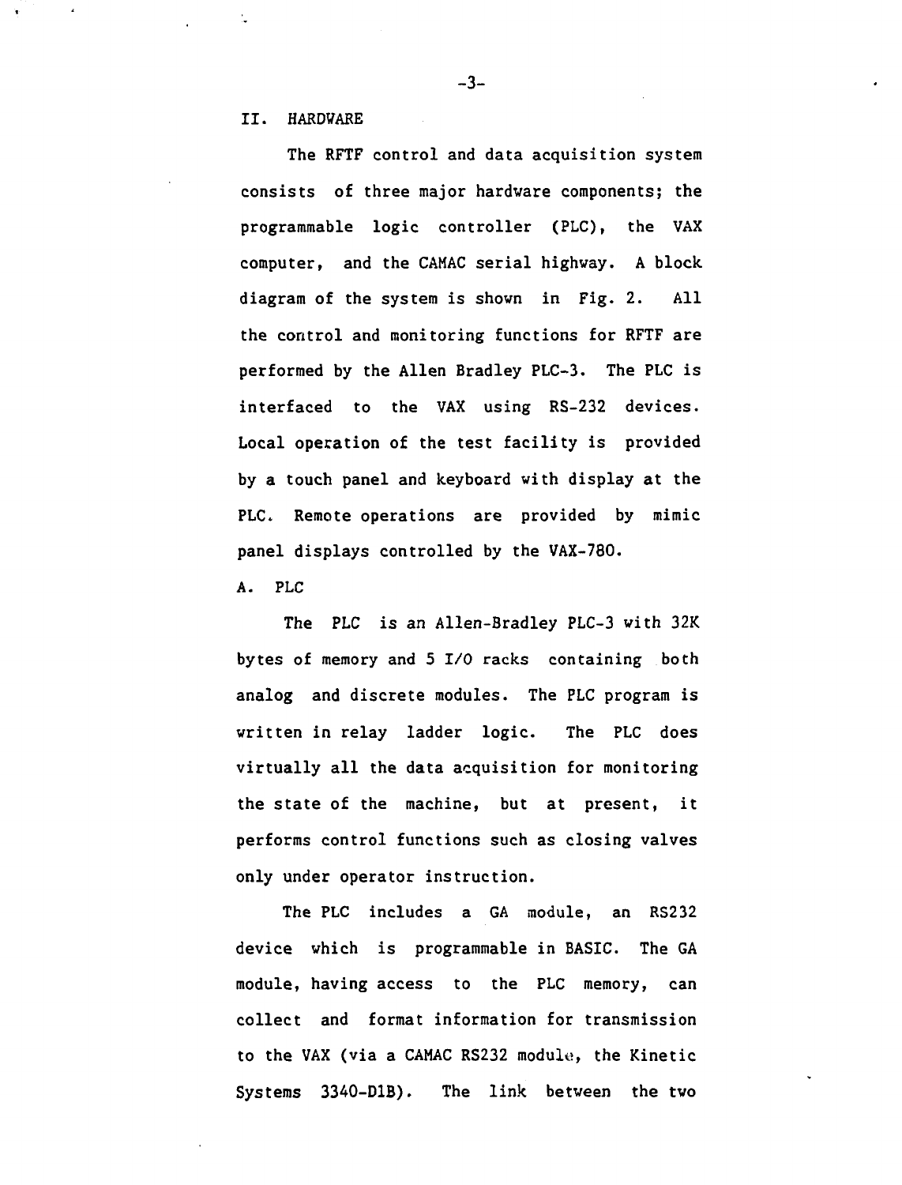## II. HARDWARE

The RFTF control and data acquisition system consists of three major hardware components; the programmable logic controller (PLC), the VAX computer, and the CAMAC serial highway. A block diagram of the system is shown in Fig. 2. All the control and monitoring functions for RFTF are performed by the Allen Bradley PLC-3. The PLC is interfaced to the VAX using RS-232 devices. Local operation of the test facility is provided by a touch panel and keyboard with display at the PLC. Remote operations are provided by mimic panel displays controlled by the VAX-780.

### A. PLC

The PLC is an Allen-Bradley PLC-3 with 32K bytes of memory and 5 I/O racks containing both analog and discrete modules. The PLC program is written in relay ladder logic. The PLC does virtually all the data acquisition for monitoring the state of the machine, but at present, it performs control functions such as closing valves only under operator instruction.

The PLC includes a GA module, an RS232 device which is programmable in BASIC. The GA module, having access to the PLC memory, can collect and format information for transmission to the VAX (via a CAMAC RS232 module, the Kinetic Systems 3340-D1B). The link between the two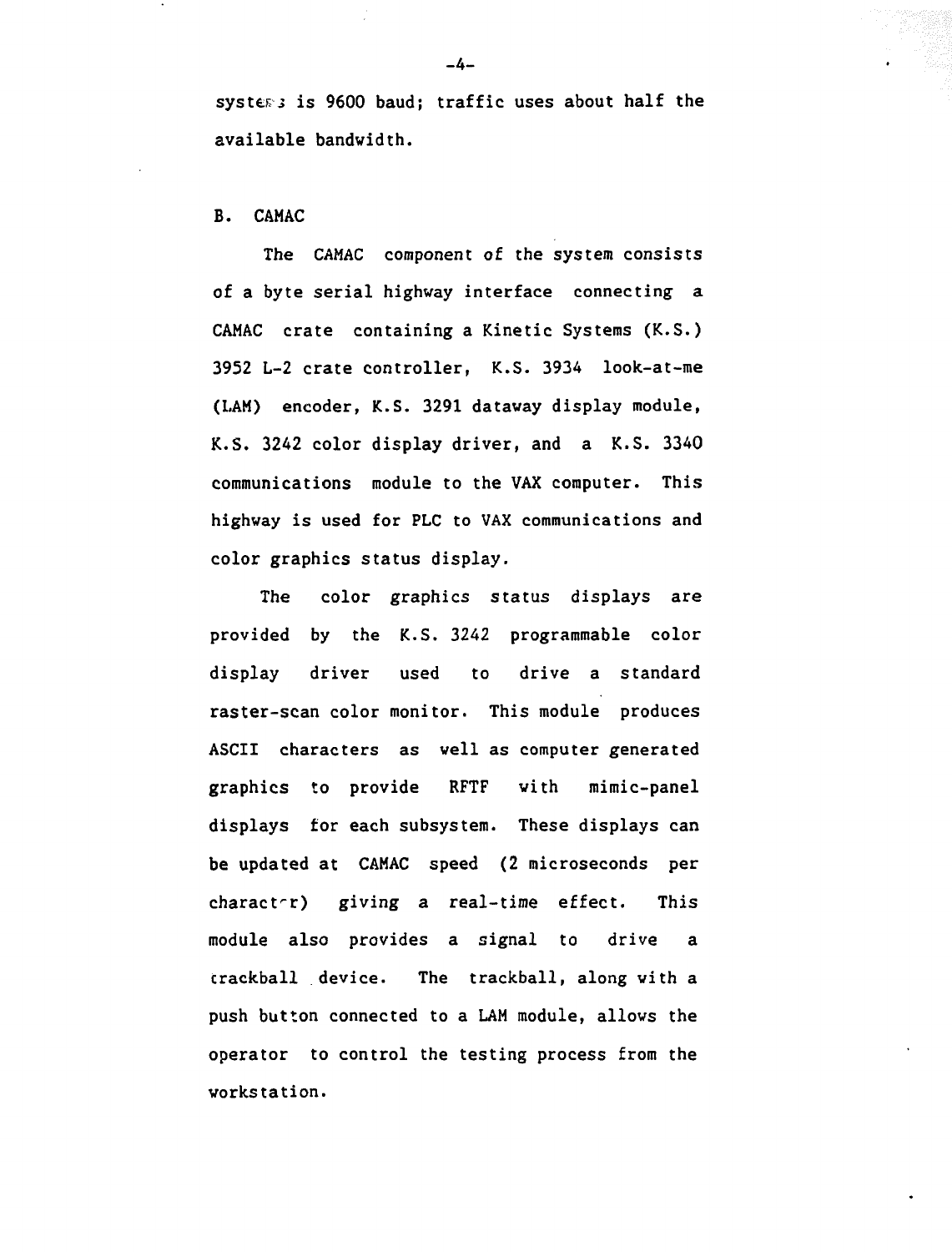systems is 9600 baud; traffic uses about half the available bandwidth.

## B. CAMAC

The CAMAC component of the system consists of a byte serial highway interface connecting a CAMAC crate containing a Kinetic Systems (K.S.) 3952 L-2 crate controller, K.S. 3934 look-at-me (LAM) encoder, K.S. 3291 dataway display module, K.S. 3242 color display driver, and a K.S. 3340 communications module to the VAX computer. This highway is used for PLC to VAX communications and color graphics status display.

The color graphics status displays are provided by the K.S. 3242 programmable color display driver used to drive a standard raster-scan color monitor. This module produces ASCII characters as well as computer generated graphics to provide RFTF with mimic-panel displays for each subsystem. These displays can be updated at CAMAC speed (2 microseconds per character) giving a real-time effect. This module also provides a signal to drive a trackball device. The trackball, along with a push button connected to a LAM module, allows the operator to control the testing process from the workstation.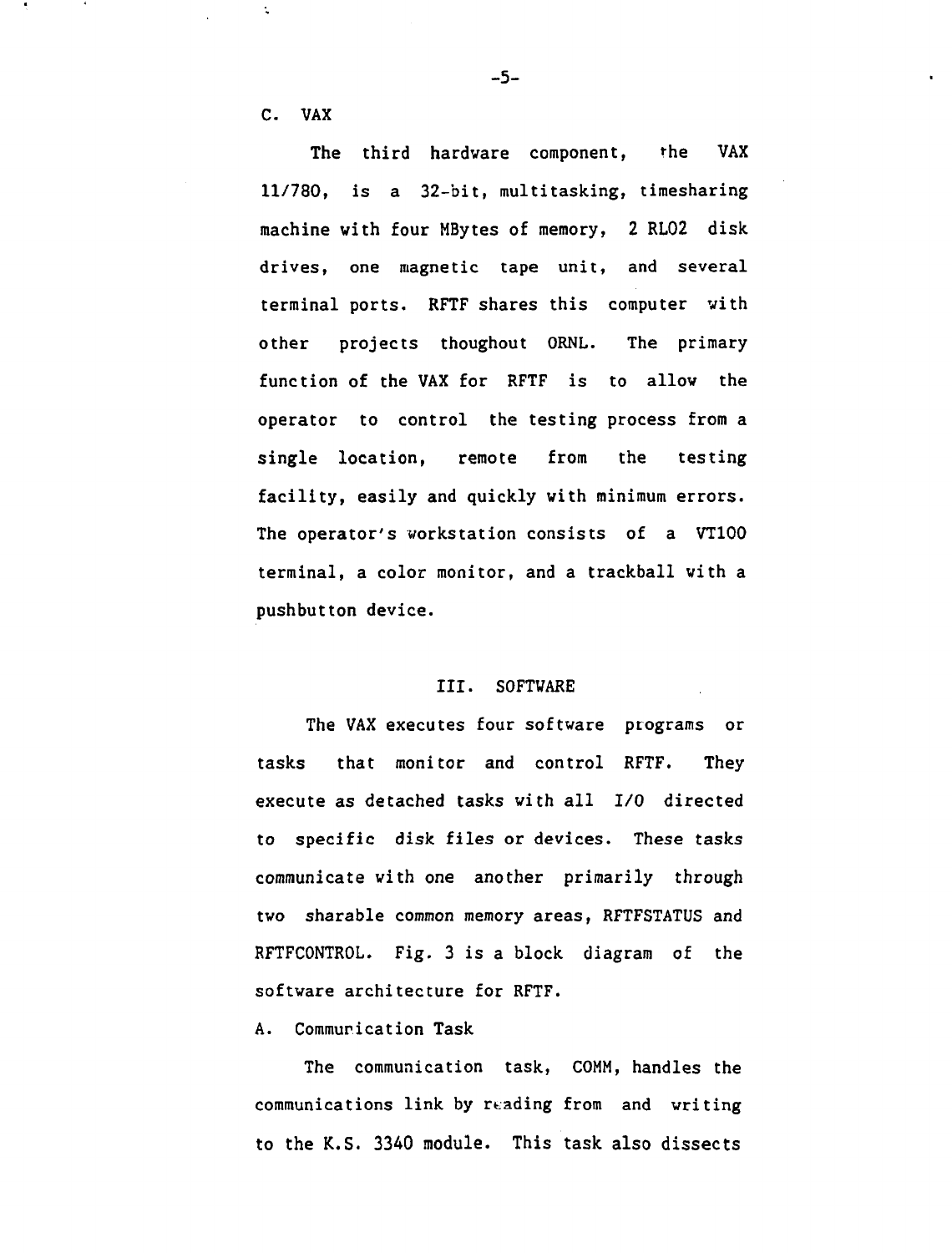### C. VAX

The third hardware component, the VAX 11/780, is a 32-bit, multitasking, timesharing machine with four MBytes of memory, 2 RL02 disk drives, one magnetic tape unit, and several terminal ports. RFTF shares this computer with other projects thoughout ORNL. The primary function of the VAX for RFTF is to allow the operator to control the testing process from a single location, remote from the testing facility, easily and quickly with minimum errors. The operator's workstation consists of a VT100 terminal, a color monitor, and a trackball with a pushbutton device.

## III. SOFTWARE

The VAX executes four software programs or tasks that monitor and control RFTF. They execute as detached tasks with all I/O directed to specific disk files or devices. These tasks communicate with one another primarily through two sharable common memory areas, RFTFSTATUS and RFTFCONTROL. Fig. 3 is a block diagram of the software architecture for RFTF.

### A. Communication Task

The communication task, COMM, handles the communications link by reading from and writing to the K.S. 3340 module. This task also dissects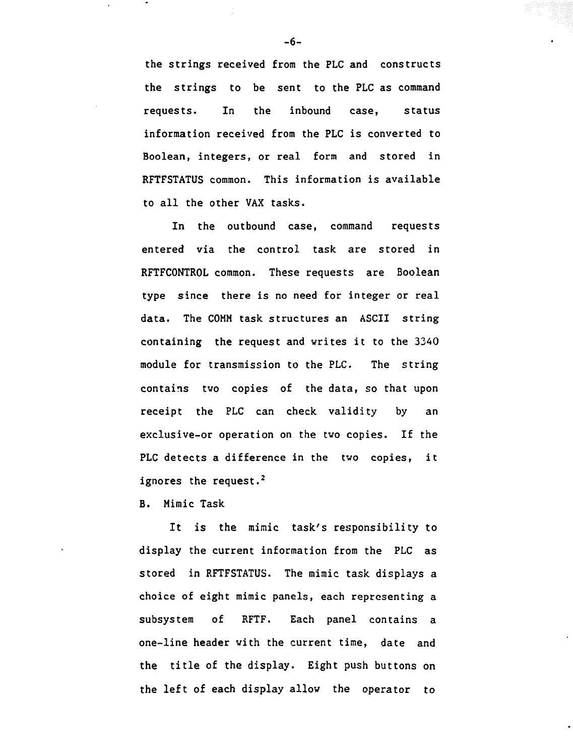the strings received from the PLC and constructs the strings to be sent to the PLC as command requests. In the inbound case, status information received from the PLC is converted to Boolean, integers, or real form and stored in RFTFSTATUS common. This information is available to all the other VAX tasks.

In the outbound case, command requests entered via the control task are stored in RFTFCONTROL common. These requests are Boolean type since there is no need for integer or real data. The COMM task structures an ASCII string containing the request and writes it to the 3340 module for transmission to the PLC. The string contains two copies of the data, so that upon receipt the PLC can check validity by an exclusive-or operation on the two copies. If the PLC detects a difference in the two copies, it ignores the request.[2]

B. Mimic Task

It is the mimic task's responsibility to display the current information from the PLC as stored in RFTFSTATUS. The mimic task displays a choice of eight mimic panels, each representing a subsystem of RFTF. Each panel contains a one-line header with the current time, date and the title of the display. Eight push buttons on the left of each display allow the operator to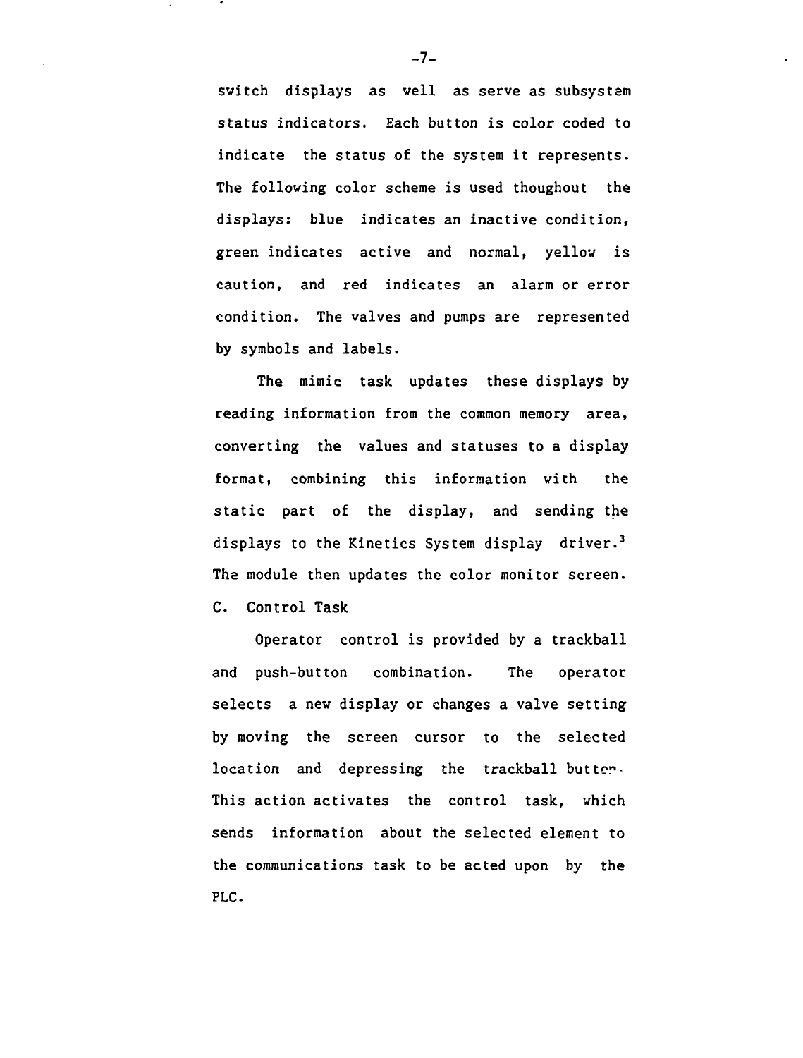switch displays as well as serve as subsystem status indicators. Each button is color coded to indicate the status of the system it represents. The following color scheme is used thoughout the displays: blue indicates an inactive condition, green indicates active and normal, yellow is caution, and red indicates an alarm or error condition. The valves and pumps are represented by symbols and labels.

The mimic task updates these displays by reading information from the common memory area, converting the values and statuses to a display format, combining this information with the static part of the display, and sending the displays to the Kinetics System display driver.[3] The module then updates the color monitor screen.

C. Control Task

Operator control is provided by a trackball and push-button combination. The operator selects a new display or changes a valve setting by moving the screen cursor to the selected location and depressing the trackball button. This action activates the control task, which sends information about the selected element to the communications task to be acted upon by the PLC.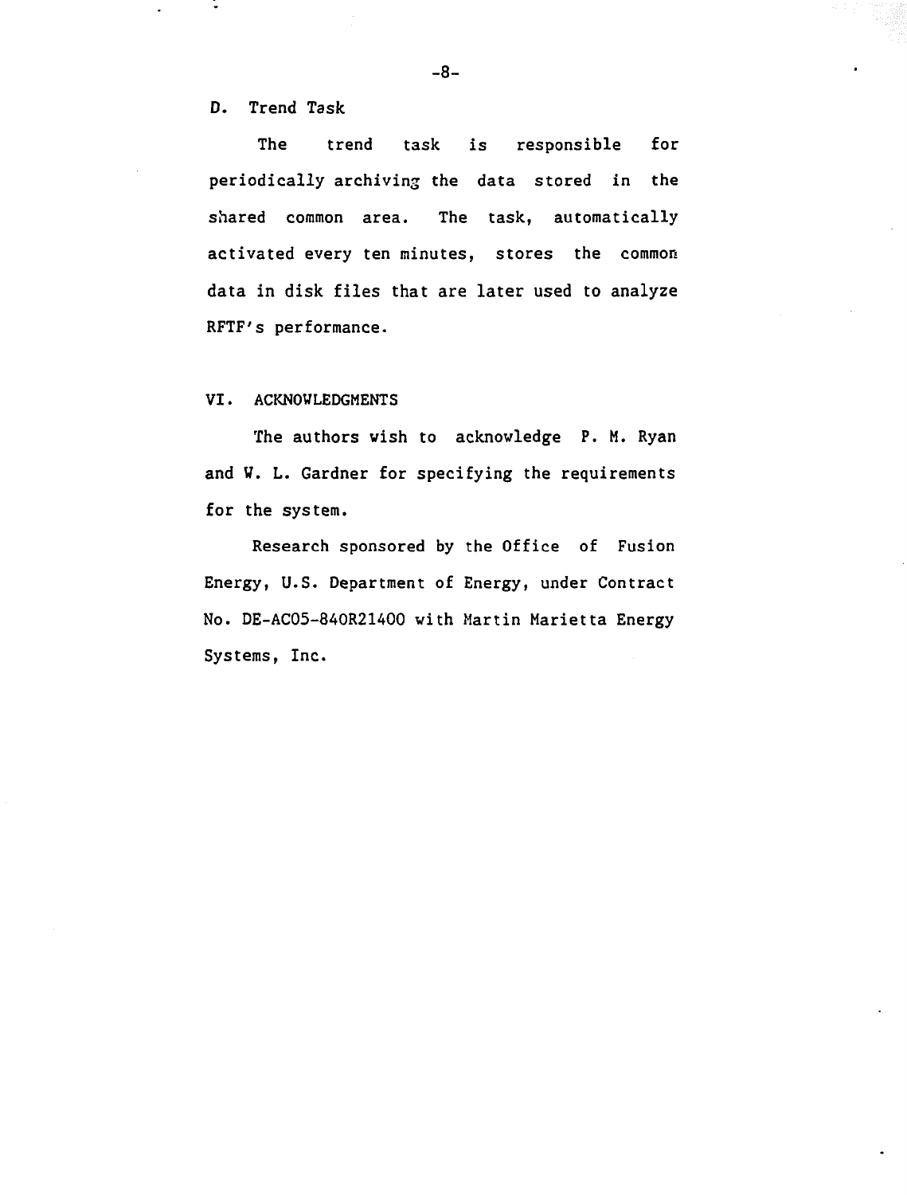### D. Trend Task

The trend task is responsible for periodically archiving the data stored in the shared common area. The task, automatically activated every ten minutes, stores the common data in disk files that are later used to analyze RFTF's performance.

## VI. ACKNOWLEDGMENTS

The authors wish to acknowledge P. M. Ryan and W. L. Gardner for specifying the requirements for the system.

Research sponsored by the Office of Fusion Energy, U.S. Department of Energy, under Contract No. DE-AC05-84OR21400 with Martin Marietta Energy Systems, Inc.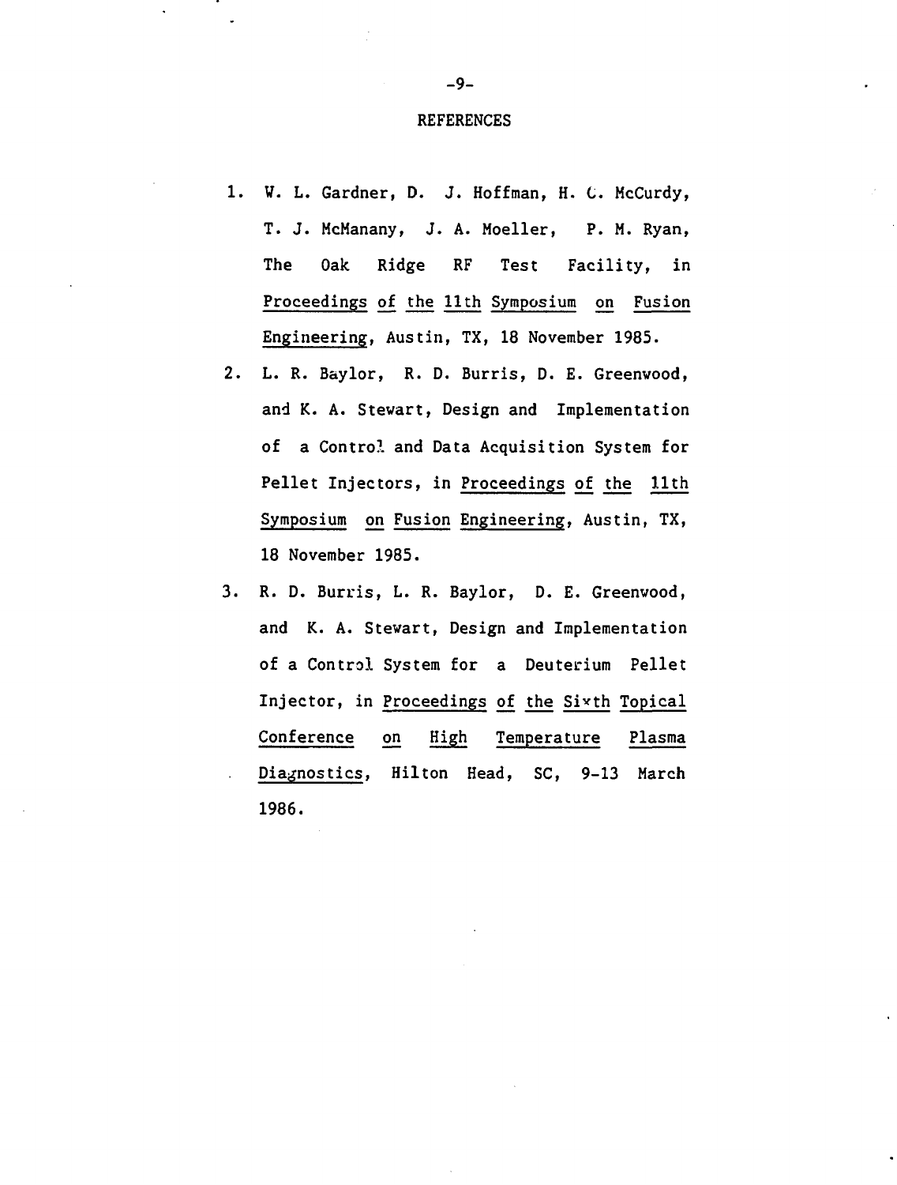## REFERENCES

1. W. L. Gardner, D. J. Hoffman, H. C. McCurdy, T. J. McManany, J. A. Moeller, P. M. Ryan, The Oak Ridge RF Test Facility, in Proceedings of the 11th Symposium on Fusion Engineering, Austin, TX, 18 November 1985.
2. L. R. Baylor, R. D. Burris, D. E. Greenwood, and K. A. Stewart, Design and Implementation of a Control and Data Acquisition System for Pellet Injectors, in Proceedings of the 11th Symposium on Fusion Engineering, Austin, TX, 18 November 1985.
3. R. D. Burris, L. R. Baylor, D. E. Greenwood, and K. A. Stewart, Design and Implementation of a Control System for a Deuterium Pellet Injector, in Proceedings of the Sixth Topical Conference on High Temperature Plasma Diagnostics, Hilton Head, SC, 9-13 March 1986.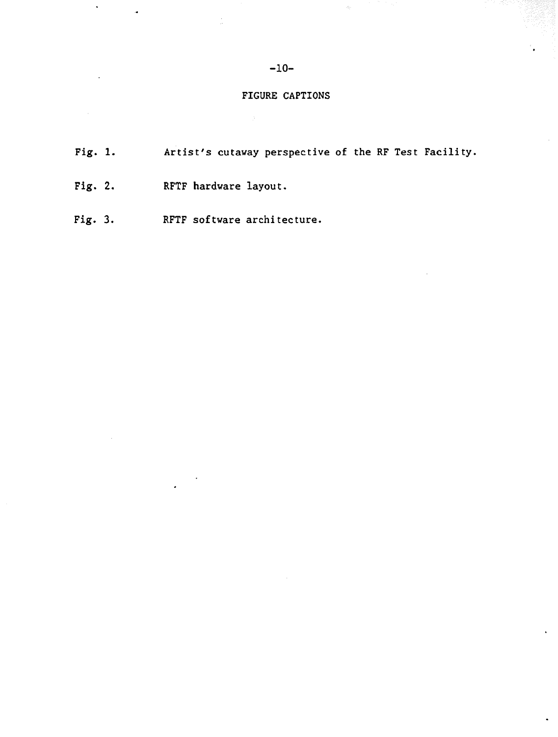## FIGURE CAPTIONS

Fig. 1. Artist's cutaway perspective of the RF Test Facility.

Fig. 2. RFTF hardware layout.

Fig. 3. RFTF software architecture.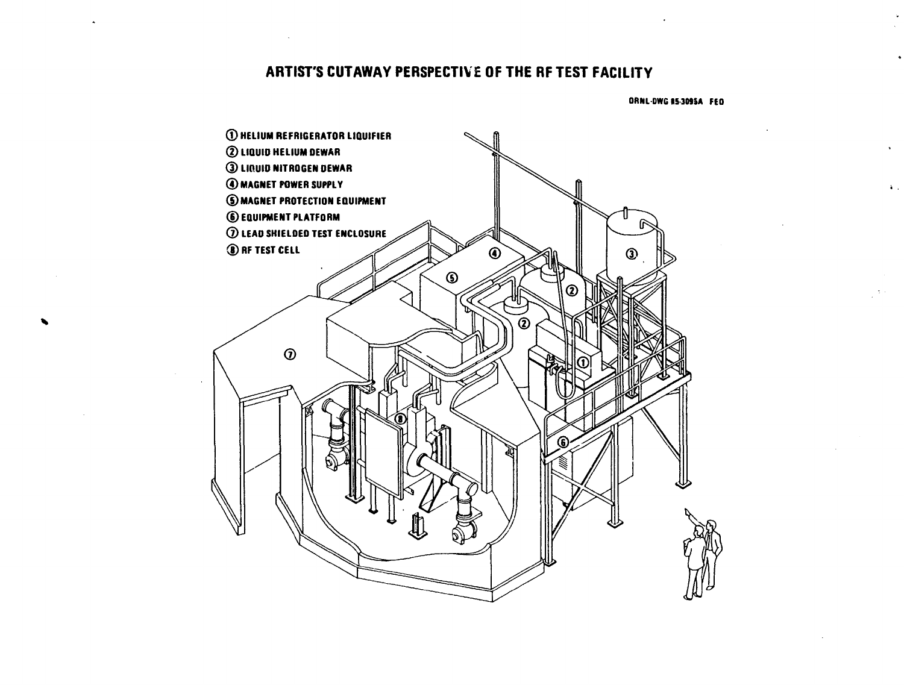# ARTIST'S CUTAWAY PERSPECTIVE OF THE RF TEST FACILITY

ORNL-DWG 85-3095A FED

1. HELIUM REFRIGERATOR LIQUIFIER
2. LIQUID HELIUM DEWAR
3. LIQUID NITROGEN DEWAR
4. MAGNET POWER SUPPLY
5. MAGNET PROTECTION EQUIPMENT
6. EQUIPMENT PLATFORM
7. LEAD SHIELDED TEST ENCLOSURE
8. RF TEST CELL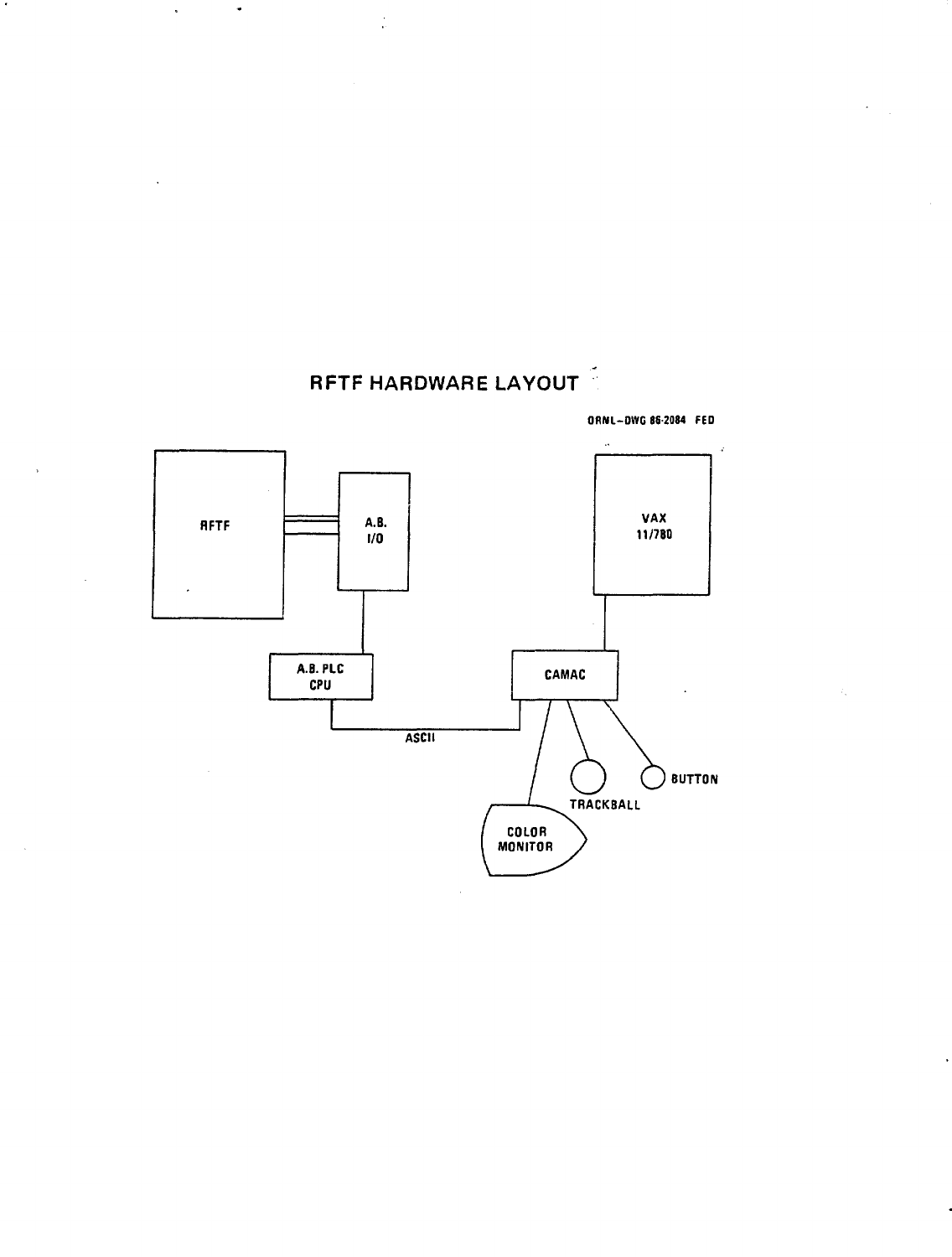# RFTF HARDWARE LAYOUT

ORNL-DWG 86-2084 FED

RFTF

A.B. I/O

A.B. PLC CPU

ASCII

CAMAC

VAX 11/780

COLOR MONITOR

TRACKBALL

BUTTON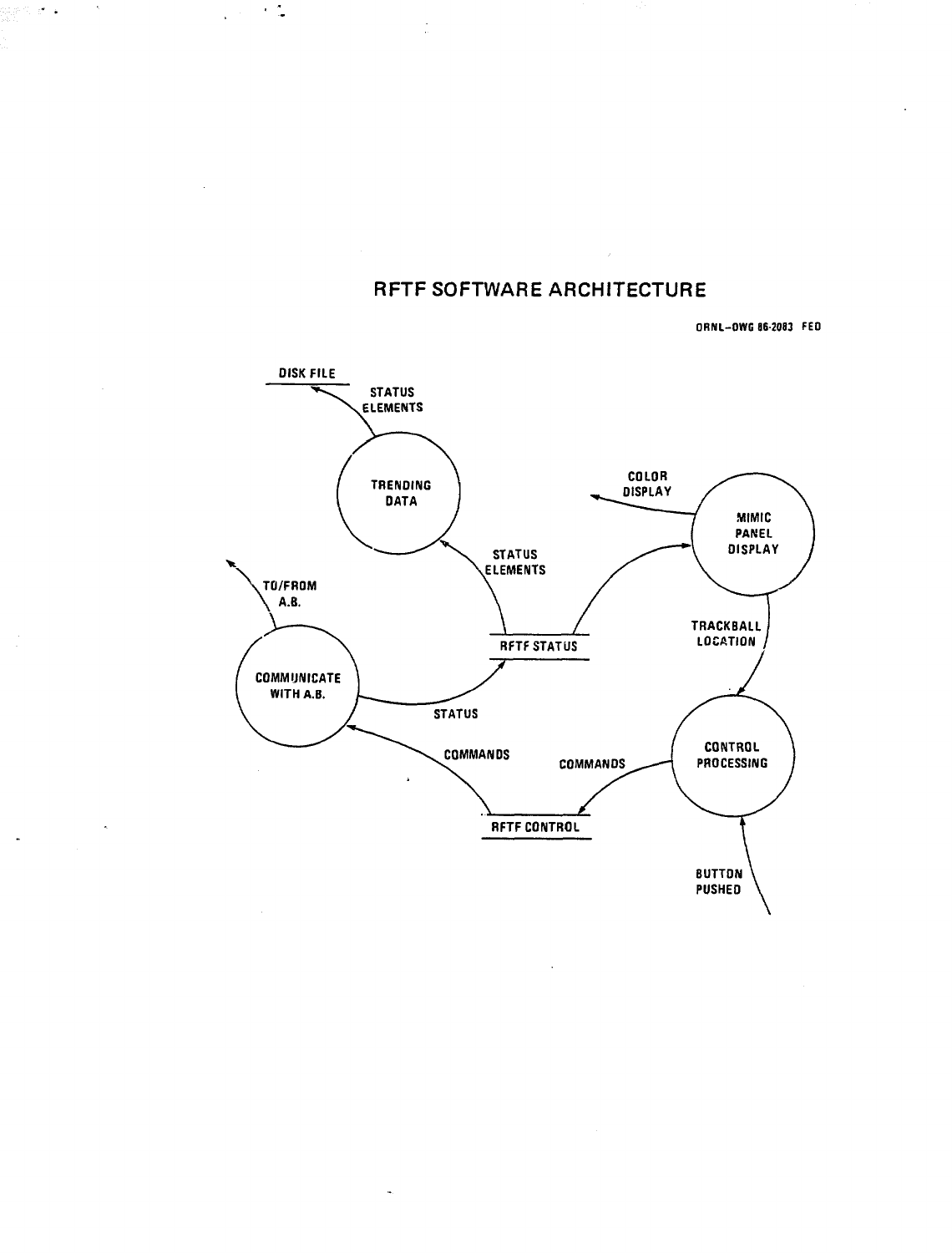# RFTF SOFTWARE ARCHITECTURE

ORNL-DWG 86-2083 FED

DISK FILE

STATUS ELEMENTS

TRENDING DATA

COLOR DISPLAY

MIMIC PANEL DISPLAY

STATUS ELEMENTS

TO/FROM A.B.

TRACKBALL LOCATION

RFTF STATUS

COMMUNICATE WITH A.B.

STATUS

CONTROL PROCESSING

COMMANDS

COMMANDS

RFTF CONTROL

BUTTON PUSHED